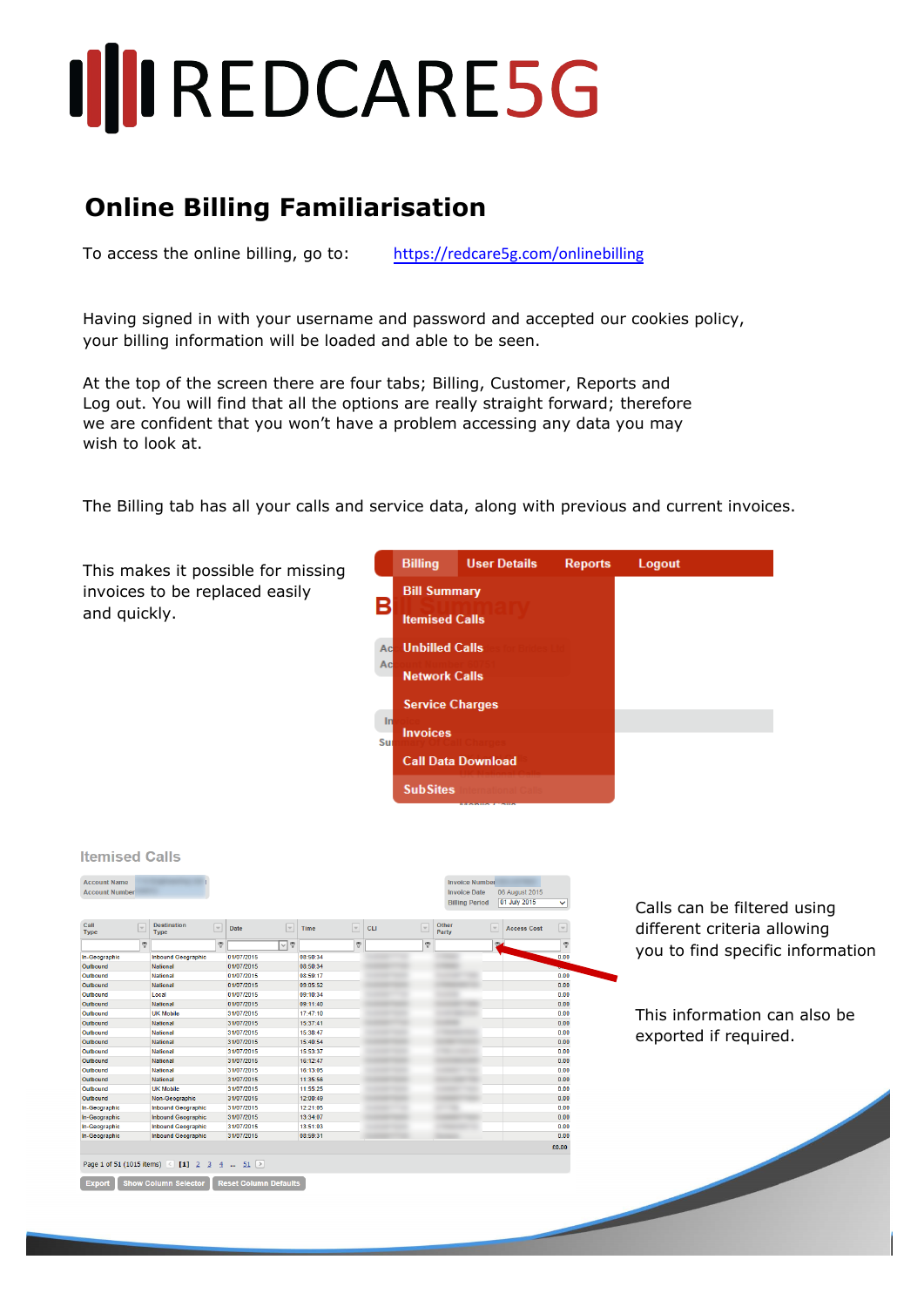# REDCARE5G

## Online Billing Familiarisation

To access the online billing, go to: https://redcare5g.com/onlinebilling

Having signed in with your username and password and accepted our cookies policy, your billing information will be loaded and able to be seen.

At the top of the screen there are four tabs; Billing, Customer, Reports and Log out. You will find that all the options are really straight forward; therefore we are confident that you won't have a problem accessing any data you may wish to look at.

The Billing tab has all your calls and service data, along with previous and current invoices.

This makes it possible for missing invoices to be replaced easily and quickly.

Calls can be filtered using different criteria allowing you to find specific information

This information can also be exported if required.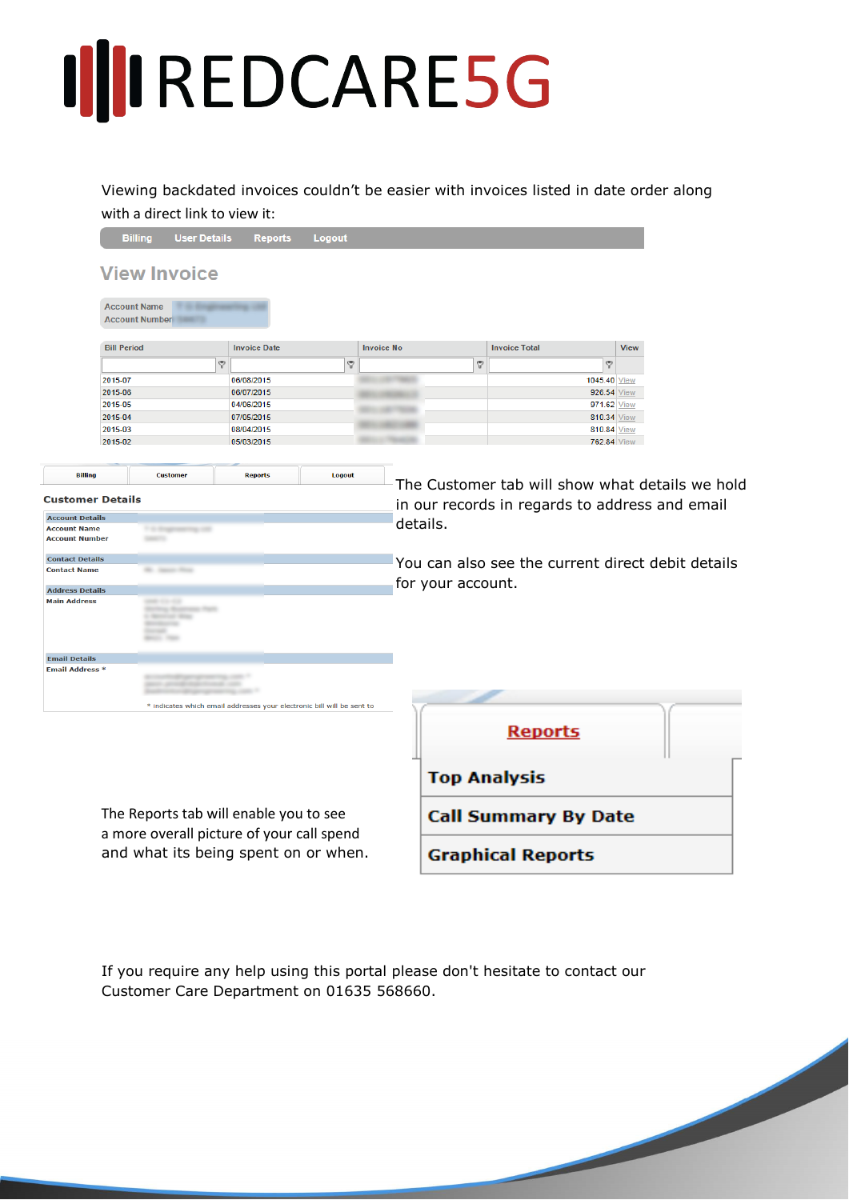# REDCARE5G

Viewing backdated invoices couldn't be easier with invoices listed in date order along with a direct link to view it:

Billing User Details Reports Logout

## View Invoice

Account Name
Account Number

| Bill Period | Invoice Date | Invoice No | Invoice Total | View |
|---|---|---|---|---|
| 2015-07 | 06/08/2015 | | 1045.40 | View |
| 2015-06 | 06/07/2015 | | 926.54 | View |
| 2015-05 | 04/06/2015 | | 971.62 | View |
| 2015-04 | 07/05/2015 | | 810.34 | View |
| 2015-03 | 08/04/2015 | | 810.84 | View |
| 2015-02 | 05/03/2015 | | 762.84 | View |

Billing Customer Reports Logout

**Customer Details**

Account Details
Account Name
Account Number

Contact Details
Contact Name

Address Details
Main Address

Email Details
Email Address *

* indicates which email addresses your electronic bill will be sent to

The Customer tab will show what details we hold in our records in regards to address and email details.

You can also see the current direct debit details for your account.

The Reports tab will enable you to see a more overall picture of your call spend and what its being spent on or when.

Reports
- Top Analysis
- Call Summary By Date
- Graphical Reports

If you require any help using this portal please don't hesitate to contact our Customer Care Department on 01635 568660.